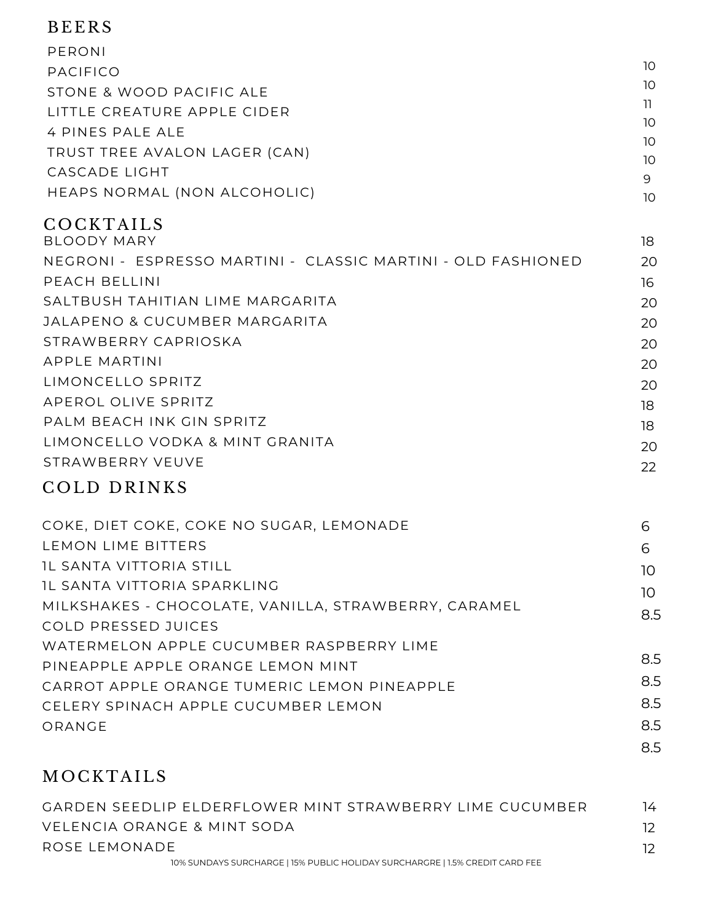## BEERS

| Item | Price |
| --- | --- |
| PERONI | 10 |
| PACIFICO | 10 |
| STONE & WOOD PACIFIC ALE | 11 |
| LITTLE CREATURE APPLE CIDER | 10 |
| 4 PINES PALE ALE | 10 |
| TRUST TREE AVALON LAGER (CAN) | 10 |
| CASCADE LIGHT | 9 |
| HEAPS NORMAL (NON ALCOHOLIC) | 10 |

## COCKTAILS

| Item | Price |
| --- | --- |
| BLOODY MARY | 18 |
| NEGRONI - ESPRESSO MARTINI - CLASSIC MARTINI - OLD FASHIONED | 20 |
| PEACH BELLINI | 16 |
| SALTBUSH TAHITIAN LIME MARGARITA | 20 |
| JALAPENO & CUCUMBER MARGARITA | 20 |
| STRAWBERRY CAPRIOSKA | 20 |
| APPLE MARTINI | 20 |
| LIMONCELLO SPRITZ | 20 |
| APEROL OLIVE SPRITZ | 18 |
| PALM BEACH INK GIN SPRITZ | 18 |
| LIMONCELLO VODKA & MINT GRANITA | 20 |
| STRAWBERRY VEUVE | 22 |

## COLD DRINKS

| Item | Price |
| --- | --- |
| COKE, DIET COKE, COKE NO SUGAR, LEMONADE | 6 |
| LEMON LIME BITTERS | 6 |
| 1L SANTA VITTORIA STILL | 10 |
| 1L SANTA VITTORIA SPARKLING | 10 |
| MILKSHAKES - CHOCOLATE, VANILLA, STRAWBERRY, CARAMEL | 8.5 |
| COLD PRESSED JUICES | |
| WATERMELON APPLE CUCUMBER RASPBERRY LIME | 8.5 |
| PINEAPPLE APPLE ORANGE LEMON MINT | 8.5 |
| CARROT APPLE ORANGE TUMERIC LEMON PINEAPPLE | 8.5 |
| CELERY SPINACH APPLE CUCUMBER LEMON | 8.5 |
| ORANGE | 8.5 |

## MOCKTAILS

| Item | Price |
| --- | --- |
| GARDEN SEEDLIP ELDERFLOWER MINT STRAWBERRY LIME CUCUMBER | 14 |
| VELENCIA ORANGE & MINT SODA | 12 |
| ROSE LEMONADE | 12 |

10% SUNDAYS SURCHARGE | 15% PUBLIC HOLIDAY SURCHARGRE | 1.5% CREDIT CARD FEE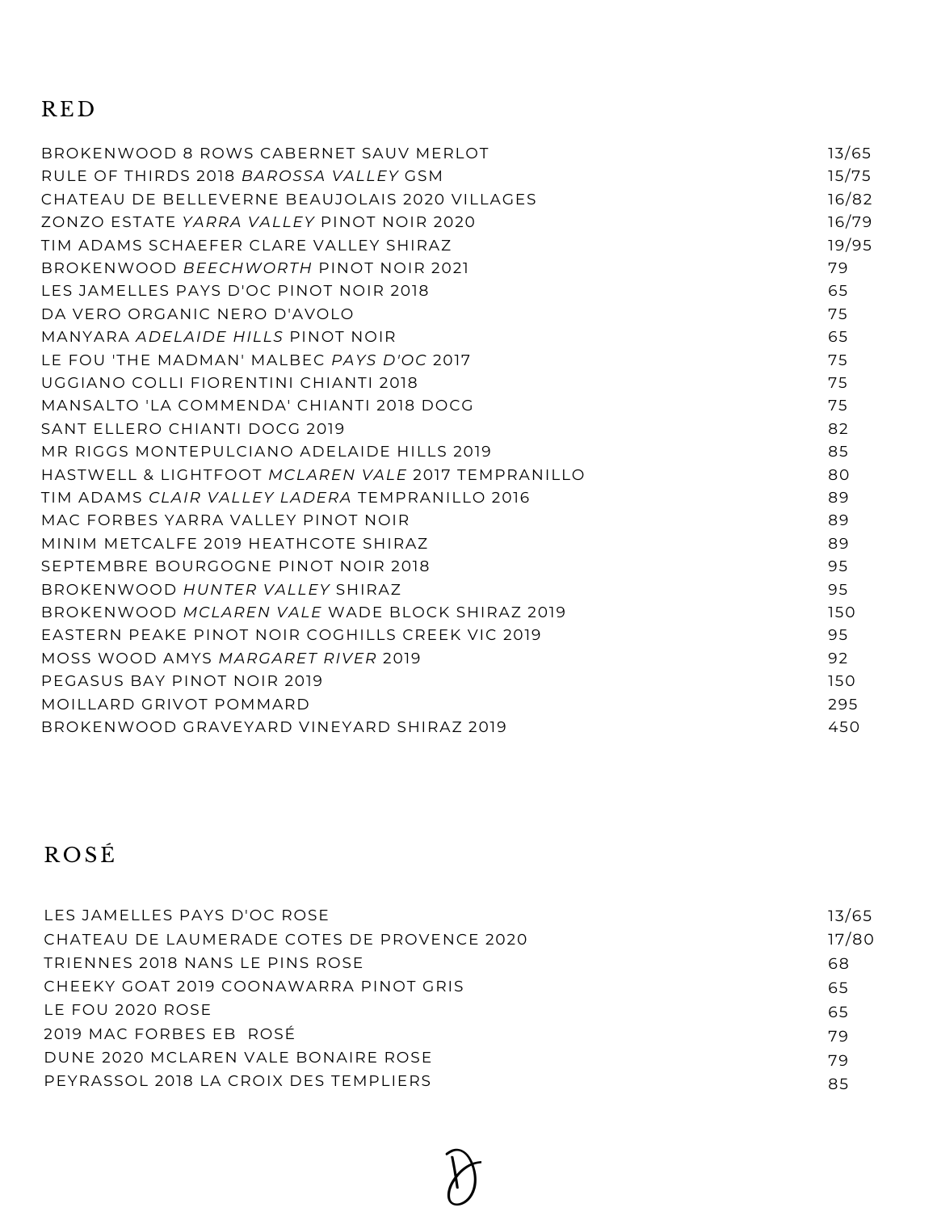# RED

| | |
|---|---|
| BROKENWOOD 8 ROWS CABERNET SAUV MERLOT | 13/65 |
| RULE OF THIRDS 2018 *BAROSSA VALLEY* GSM | 15/75 |
| CHATEAU DE BELLEVERNE BEAUJOLAIS 2020 VILLAGES | 16/82 |
| ZONZO ESTATE *YARRA VALLEY* PINOT NOIR 2020 | 16/79 |
| TIM ADAMS SCHAEFER CLARE VALLEY SHIRAZ | 19/95 |
| BROKENWOOD *BEECHWORTH* PINOT NOIR 2021 | 79 |
| LES JAMELLES PAYS D'OC PINOT NOIR 2018 | 65 |
| DA VERO ORGANIC NERO D'AVOLO | 75 |
| MANYARA *ADELAIDE HILLS* PINOT NOIR | 65 |
| LE FOU 'THE MADMAN' MALBEC *PAYS D'OC* 2017 | 75 |
| UGGIANO COLLI FIORENTINI CHIANTI 2018 | 75 |
| MANSALTO 'LA COMMENDA' CHIANTI 2018 DOCG | 75 |
| SANT ELLERO CHIANTI DOCG 2019 | 82 |
| MR RIGGS MONTEPULCIANO ADELAIDE HILLS 2019 | 85 |
| HASTWELL & LIGHTFOOT *MCLAREN VALE* 2017 TEMPRANILLO | 80 |
| TIM ADAMS *CLAIR VALLEY LADERA* TEMPRANILLO 2016 | 89 |
| MAC FORBES YARRA VALLEY PINOT NOIR | 89 |
| MINIM METCALFE 2019 HEATHCOTE SHIRAZ | 89 |
| SEPTEMBRE BOURGOGNE PINOT NOIR 2018 | 95 |
| BROKENWOOD *HUNTER VALLEY* SHIRAZ | 95 |
| BROKENWOOD *MCLAREN VALE* WADE BLOCK SHIRAZ 2019 | 150 |
| EASTERN PEAKE PINOT NOIR COGHILLS CREEK VIC 2019 | 95 |
| MOSS WOOD AMYS *MARGARET RIVER* 2019 | 92 |
| PEGASUS BAY PINOT NOIR 2019 | 150 |
| MOILLARD GRIVOT POMMARD | 295 |
| BROKENWOOD GRAVEYARD VINEYARD SHIRAZ 2019 | 450 |

# ROSÉ

| | |
|---|---|
| LES JAMELLES PAYS D'OC ROSE | 13/65 |
| CHATEAU DE LAUMERADE COTES DE PROVENCE 2020 | 17/80 |
| TRIENNES 2018 NANS LE PINS ROSE | 68 |
| CHEEKY GOAT 2019 COONAWARRA PINOT GRIS | 65 |
| LE FOU 2020 ROSE | 65 |
| 2019 MAC FORBES EB ROSÉ | 79 |
| DUNE 2020 MCLAREN VALE BONAIRE ROSE | 79 |
| PEYRASSOL 2018 LA CROIX DES TEMPLIERS | 85 |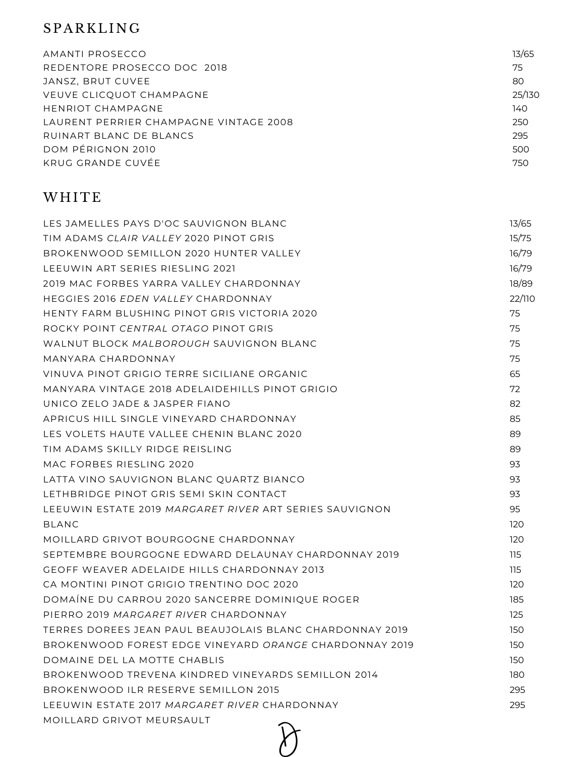## SPARKLING

| | |
|---|---|
| AMANTI PROSECCO | 13/65 |
| REDENTORE PROSECCO DOC 2018 | 75 |
| JANSZ, BRUT CUVEE | 80 |
| VEUVE CLICQUOT CHAMPAGNE | 25/130 |
| HENRIOT CHAMPAGNE | 140 |
| LAURENT PERRIER CHAMPAGNE VINTAGE 2008 | 250 |
| RUINART BLANC DE BLANCS | 295 |
| DOM PÉRIGNON 2010 | 500 |
| KRUG GRANDE CUVÉE | 750 |

## WHITE

| | |
|---|---|
| LES JAMELLES PAYS D'OC SAUVIGNON BLANC | 13/65 |
| TIM ADAMS *CLAIR VALLEY* 2020 PINOT GRIS | 15/75 |
| BROKENWOOD SEMILLON 2020 HUNTER VALLEY | 16/79 |
| LEEUWIN ART SERIES RIESLING 2021 | 16/79 |
| 2019 MAC FORBES YARRA VALLEY CHARDONNAY | 18/89 |
| HEGGIES 2016 *EDEN VALLEY* CHARDONNAY | 22/110 |
| HENTY FARM BLUSHING PINOT GRIS VICTORIA 2020 | 75 |
| ROCKY POINT *CENTRAL OTAGO* PINOT GRIS | 75 |
| WALNUT BLOCK *MALBOROUGH* SAUVIGNON BLANC | 75 |
| MANYARA CHARDONNAY | 75 |
| VINUVA PINOT GRIGIO TERRE SICILIANE ORGANIC | 65 |
| MANYARA VINTAGE 2018 ADELAIDEHILLS PINOT GRIGIO | 72 |
| UNICO ZELO JADE & JASPER FIANO | 82 |
| APRICUS HILL SINGLE VINEYARD CHARDONNAY | 85 |
| LES VOLETS HAUTE VALLEE CHENIN BLANC 2020 | 89 |
| TIM ADAMS SKILLY RIDGE REISLING | 89 |
| MAC FORBES RIESLING 2020 | 93 |
| LATTA VINO SAUVIGNON BLANC QUARTZ BIANCO | 93 |
| LETHBRIDGE PINOT GRIS SEMI SKIN CONTACT | 93 |
| LEEUWIN ESTATE 2019 *MARGARET RIVER* ART SERIES SAUVIGNON | 95 |
| BLANC | 120 |
| MOILLARD GRIVOT BOURGOGNE CHARDONNAY | 120 |
| SEPTEMBRE BOURGOGNE EDWARD DELAUNAY CHARDONNAY 2019 | 115 |
| GEOFF WEAVER ADELAIDE HILLS CHARDONNAY 2013 | 115 |
| CA MONTINI PINOT GRIGIO TRENTINO DOC 2020 | 120 |
| DOMAÍNE DU CARROU 2020 SANCERRE DOMINIQUE ROGER | 185 |
| PIERRO 2019 *MARGARET RIVE*R CHARDONNAY | 125 |
| TERRES DOREES JEAN PAUL BEAUJOLAIS BLANC CHARDONNAY 2019 | 150 |
| BROKENWOOD FOREST EDGE VINEYARD *ORANGE* CHARDONNAY 2019 | 150 |
| DOMAINE DEL LA MOTTE CHABLIS | 150 |
| BROKENWOOD TREVENA KINDRED VINEYARDS SEMILLON 2014 | 180 |
| BROKENWOOD ILR RESERVE SEMILLON 2015 | 295 |
| LEEUWIN ESTATE 2017 *MARGARET RIVER* CHARDONNAY | 295 |
| MOILLARD GRIVOT MEURSAULT | |